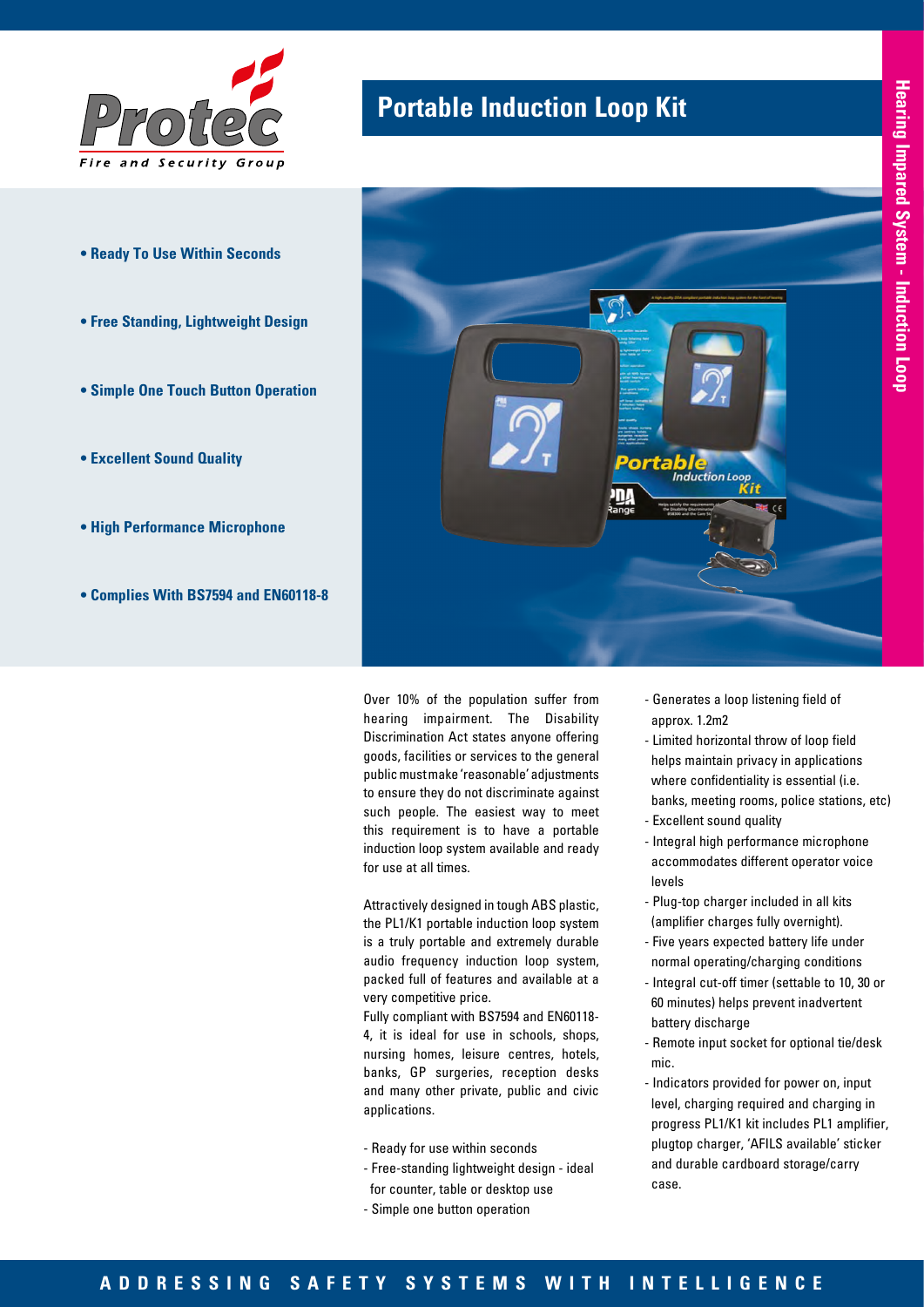# Portable Induction Loop Kit

Hearing Impared System - Induction Loop

- **Ready To Use Within Seconds**
- **Free Standing, Lightweight Design**
- **Simple One Touch Button Operation**
- **Excellent Sound Quality**
- **High Performance Microphone**
- **Complies With BS7594 and EN60118-8**

Over 10% of the population suffer from hearing impairment. The Disability Discrimination Act states anyone offering goods, facilities or services to the general public must make 'reasonable' adjustments to ensure they do not discriminate against such people. The easiest way to meet this requirement is to have a portable induction loop system available and ready for use at all times.

Attractively designed in tough ABS plastic, the PL1/K1 portable induction loop system is a truly portable and extremely durable audio frequency induction loop system, packed full of features and available at a very competitive price.

Fully compliant with BS7594 and EN60118-4, it is ideal for use in schools, shops, nursing homes, leisure centres, hotels, banks, GP surgeries, reception desks and many other private, public and civic applications.

- Ready for use within seconds
- Free-standing lightweight design - ideal for counter, table or desktop use
- Simple one button operation
- Generates a loop listening field of approx. 1.2m2
- Limited horizontal throw of loop field helps maintain privacy in applications where confidentiality is essential (i.e. banks, meeting rooms, police stations, etc)
- Excellent sound quality
- Integral high performance microphone accommodates different operator voice levels
- Plug-top charger included in all kits (amplifier charges fully overnight).
- Five years expected battery life under normal operating/charging conditions
- Integral cut-off timer (settable to 10, 30 or 60 minutes) helps prevent inadvertent battery discharge
- Remote input socket for optional tie/desk mic.
- Indicators provided for power on, input level, charging required and charging in progress PL1/K1 kit includes PL1 amplifier, plugtop charger, 'AFILS available' sticker and durable cardboard storage/carry case.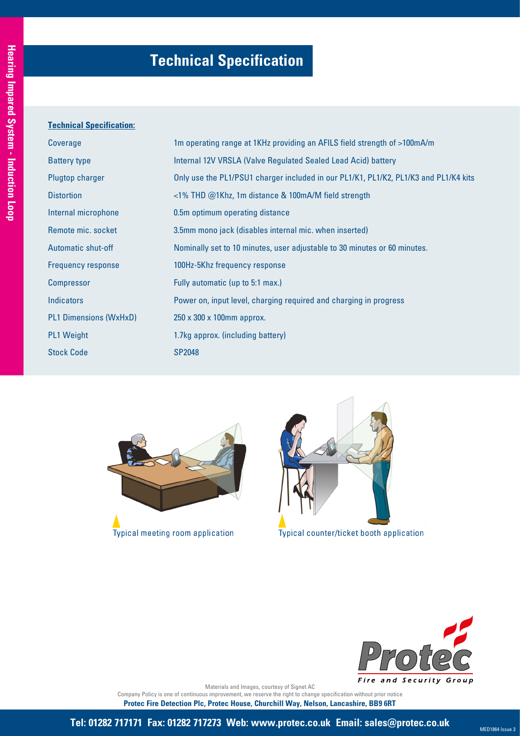# Technical Specification

**Technical Specification:**

| | |
|---|---|
| Coverage | 1m operating range at 1KHz providing an AFILS field strength of >100mA/m |
| Battery type | Internal 12V VRSLA (Valve Regulated Sealed Lead Acid) battery |
| Plugtop charger | Only use the PL1/PSU1 charger included in our PL1/K1, PL1/K2, PL1/K3 and PL1/K4 kits |
| Distortion | <1% THD @1Khz, 1m distance & 100mA/M field strength |
| Internal microphone | 0.5m optimum operating distance |
| Remote mic. socket | 3.5mm mono jack (disables internal mic. when inserted) |
| Automatic shut-off | Nominally set to 10 minutes, user adjustable to 30 minutes or 60 minutes. |
| Frequency response | 100Hz-5Khz frequency response |
| Compressor | Fully automatic (up to 5:1 max.) |
| Indicators | Power on, input level, charging required and charging in progress |
| PL1 Dimensions (WxHxD) | 250 x 300 x 100mm approx. |
| PL1 Weight | 1.7kg approx. (including battery) |
| Stock Code | SP2048 |

Typical meeting room application

Typical counter/ticket booth application

Protec Fire and Security Group

Materials and Images, courtesy of Signet AC

Company Policy is one of continuous improvement, we reserve the right to change specification without prior notice

**Protec Fire Detection Plc, Protec House, Churchill Way, Nelson, Lancashire, BB9 6RT**

**Tel: 01282 717171 Fax: 01282 717273 Web: www.protec.co.uk Email: sales@protec.co.uk**

MED1864 Issue 3